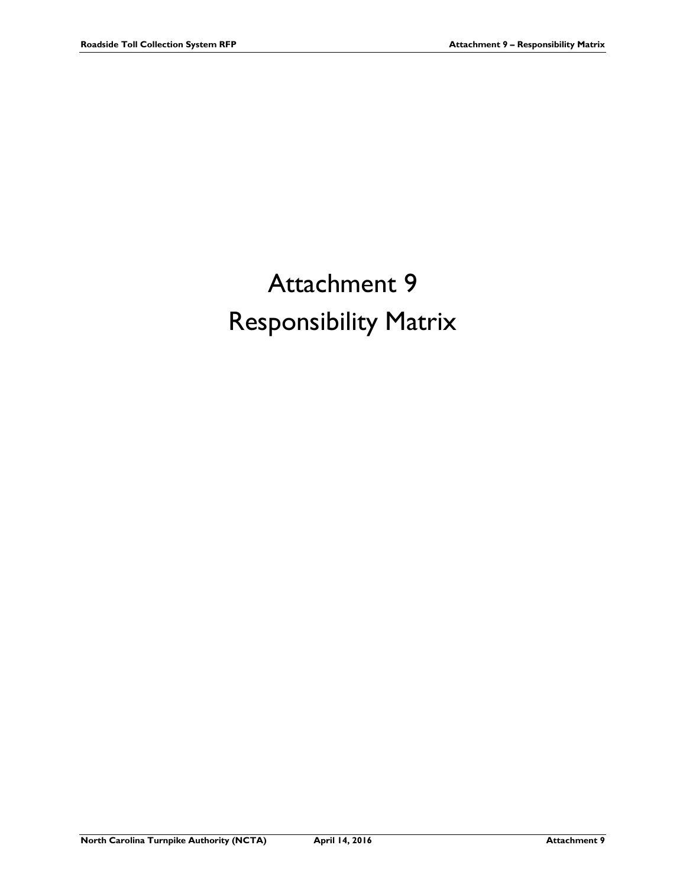# Attachment 9
# Responsibility Matrix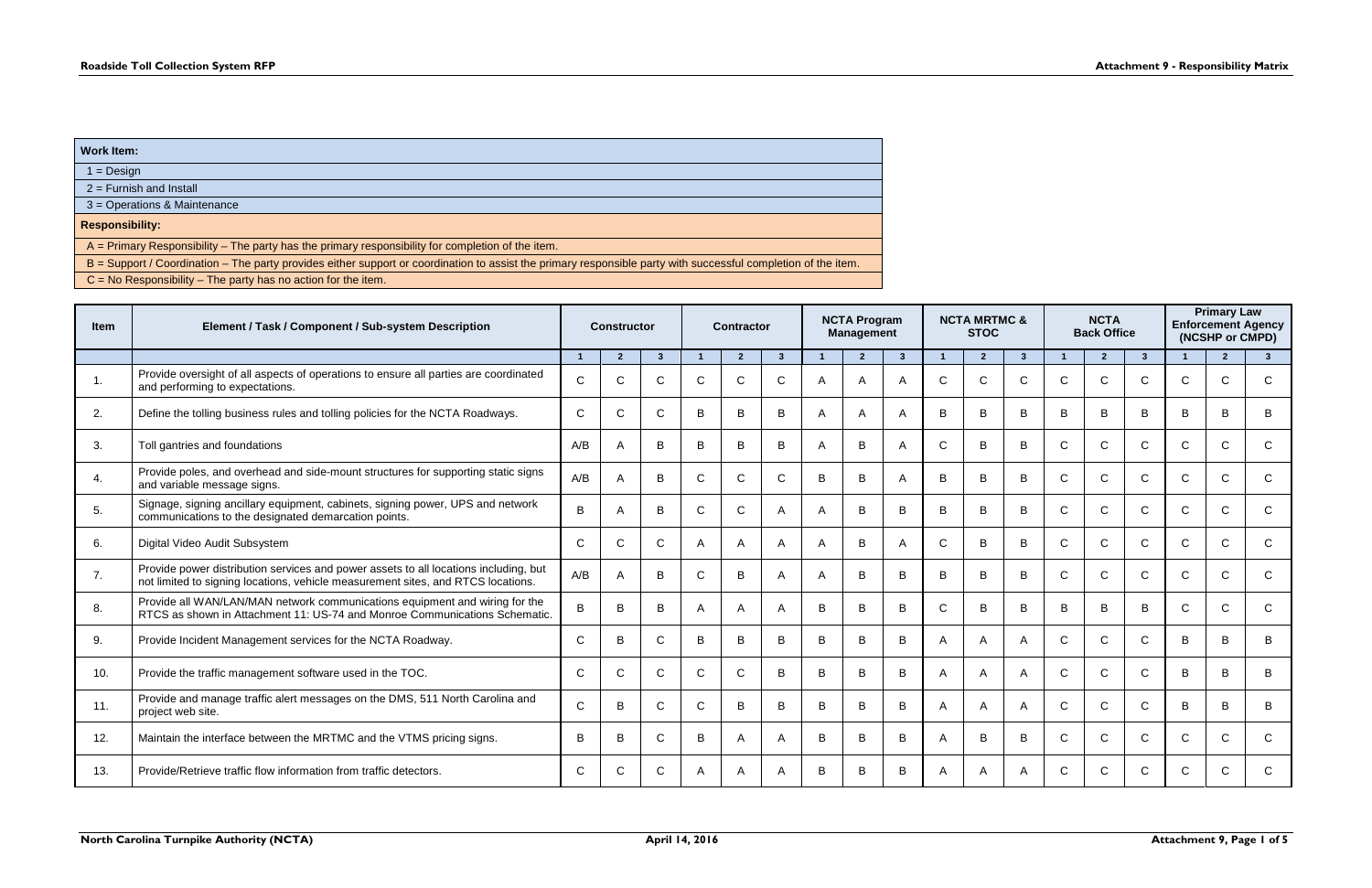| Work Item: |
|---|
| 1 = Design |
| 2 = Furnish and Install |
| 3 = Operations & Maintenance |
| **Responsibility:** |
| A = Primary Responsibility – The party has the primary responsibility for completion of the item. |
| B = Support / Coordination – The party provides either support or coordination to assist the primary responsible party with successful completion of the item. |
| C = No Responsibility – The party has no action for the item. |

| Item | Element / Task / Component / Sub-system Description | Constructor | | | Contractor | | | NCTA Program Management | | | NCTA MRTMC & STOC | | | NCTA Back Office | | | Primary Law Enforcement Agency (NCSHP or CMPD) | | |
|---|---|---|---|---|---|---|---|---|---|---|---|---|---|---|---|---|---|---|---|
| | | 1 | 2 | 3 | 1 | 2 | 3 | 1 | 2 | 3 | 1 | 2 | 3 | 1 | 2 | 3 | 1 | 2 | 3 |
| 1. | Provide oversight of all aspects of operations to ensure all parties are coordinated and performing to expectations. | C | C | C | C | C | C | A | A | A | C | C | C | C | C | C | C | C | C |
| 2. | Define the tolling business rules and tolling policies for the NCTA Roadways. | C | C | C | B | B | B | A | A | A | B | B | B | B | B | B | B | B | B |
| 3. | Toll gantries and foundations | A/B | A | B | B | B | B | A | B | A | C | B | B | C | C | C | C | C | C |
| 4. | Provide poles, and overhead and side-mount structures for supporting static signs and variable message signs. | A/B | A | B | C | C | C | B | B | A | B | B | B | C | C | C | C | C | C |
| 5. | Signage, signing ancillary equipment, cabinets, signing power, UPS and network communications to the designated demarcation points. | B | A | B | C | C | A | A | B | B | B | B | B | C | C | C | C | C | C |
| 6. | Digital Video Audit Subsystem | C | C | C | A | A | A | A | B | A | C | B | B | C | C | C | C | C | C |
| 7. | Provide power distribution services and power assets to all locations including, but not limited to signing locations, vehicle measurement sites, and RTCS locations. | A/B | A | B | C | B | A | A | B | B | B | B | B | C | C | C | C | C | C |
| 8. | Provide all WAN/LAN/MAN network communications equipment and wiring for the RTCS as shown in Attachment 11: US-74 and Monroe Communications Schematic. | B | B | B | A | A | A | B | B | B | C | B | B | B | B | B | C | C | C |
| 9. | Provide Incident Management services for the NCTA Roadway. | C | B | C | B | B | B | B | B | B | A | A | A | C | C | C | B | B | B |
| 10. | Provide the traffic management software used in the TOC. | C | C | C | C | C | B | B | B | B | A | A | A | C | C | C | B | B | B |
| 11. | Provide and manage traffic alert messages on the DMS, 511 North Carolina and project web site. | C | B | C | C | B | B | B | B | B | A | A | A | C | C | C | B | B | B |
| 12. | Maintain the interface between the MRTMC and the VTMS pricing signs. | B | B | C | B | A | A | B | B | B | A | B | B | C | C | C | C | C | C |
| 13. | Provide/Retrieve traffic flow information from traffic detectors. | C | C | C | A | A | A | B | B | B | A | A | A | C | C | C | C | C | C |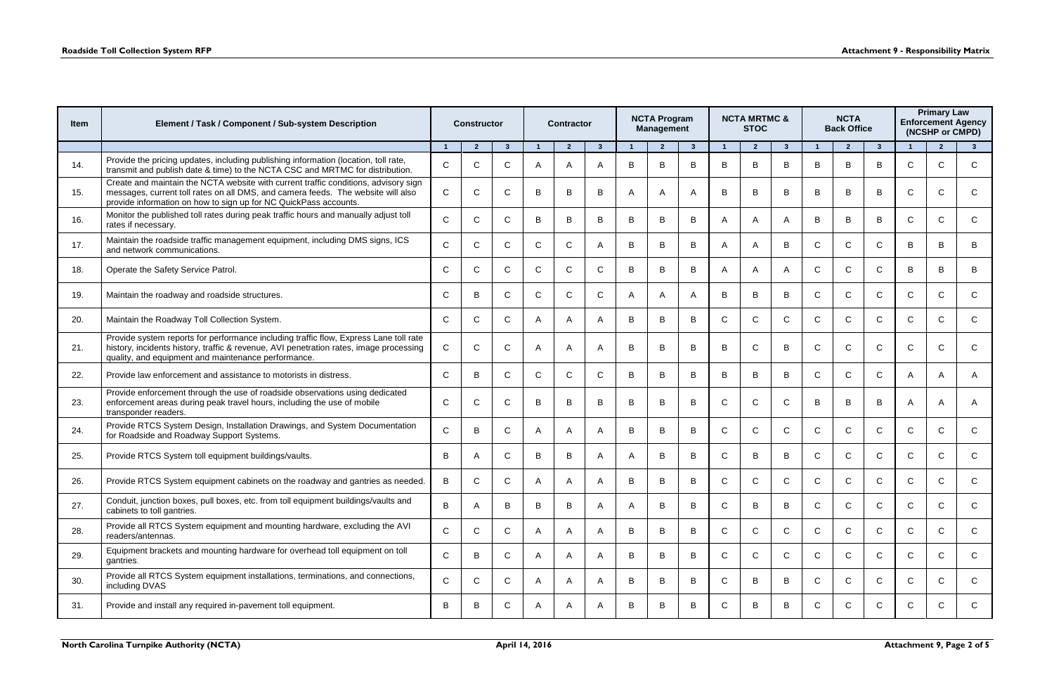| Item | Element / Task / Component / Sub-system Description | Constructor | | | Contractor | | | NCTA Program Management | | | NCTA MRTMC & STOC | | | NCTA Back Office | | | Primary Law Enforcement Agency (NCSHP or CMPD) | | |
|---|---|---|---|---|---|---|---|---|---|---|---|---|---|---|---|---|---|---|---|
| | | 1 | 2 | 3 | 1 | 2 | 3 | 1 | 2 | 3 | 1 | 2 | 3 | 1 | 2 | 3 | 1 | 2 | 3 |
| 14. | Provide the pricing updates, including publishing information (location, toll rate, transmit and publish date & time) to the NCTA CSC and MRTMC for distribution. | C | C | C | A | A | A | B | B | B | B | B | B | B | B | B | C | C | C |
| 15. | Create and maintain the NCTA website with current traffic conditions, advisory sign messages, current toll rates on all DMS, and camera feeds. The website will also provide information on how to sign up for NC QuickPass accounts. | C | C | C | B | B | B | A | A | A | B | B | B | B | B | B | C | C | C |
| 16. | Monitor the published toll rates during peak traffic hours and manually adjust toll rates if necessary. | C | C | C | B | B | B | B | B | B | A | A | A | B | B | B | C | C | C |
| 17. | Maintain the roadside traffic management equipment, including DMS signs, ICS and network communications. | C | C | C | C | C | A | B | B | B | A | A | B | C | C | C | B | B | B |
| 18. | Operate the Safety Service Patrol. | C | C | C | C | C | C | B | B | B | A | A | A | C | C | C | B | B | B |
| 19. | Maintain the roadway and roadside structures. | C | B | C | C | C | C | A | A | A | B | B | B | C | C | C | C | C | C |
| 20. | Maintain the Roadway Toll Collection System. | C | C | C | A | A | A | B | B | B | C | C | C | C | C | C | C | C | C |
| 21. | Provide system reports for performance including traffic flow, Express Lane toll rate history, incidents history, traffic & revenue, AVI penetration rates, image processing quality, and equipment and maintenance performance. | C | C | C | A | A | A | B | B | B | B | C | B | C | C | C | C | C | C |
| 22. | Provide law enforcement and assistance to motorists in distress. | C | B | C | C | C | C | B | B | B | B | B | B | C | C | C | A | A | A |
| 23. | Provide enforcement through the use of roadside observations using dedicated enforcement areas during peak travel hours, including the use of mobile transponder readers. | C | C | C | B | B | B | B | B | B | C | C | C | B | B | B | A | A | A |
| 24. | Provide RTCS System Design, Installation Drawings, and System Documentation for Roadside and Roadway Support Systems. | C | B | C | A | A | A | B | B | B | C | C | C | C | C | C | C | C | C |
| 25. | Provide RTCS System toll equipment buildings/vaults. | B | A | C | B | B | A | A | B | B | C | B | B | C | C | C | C | C | C |
| 26. | Provide RTCS System equipment cabinets on the roadway and gantries as needed. | B | C | C | A | A | A | B | B | B | C | C | C | C | C | C | C | C | C |
| 27. | Conduit, junction boxes, pull boxes, etc. from toll equipment buildings/vaults and cabinets to toll gantries. | B | A | B | B | B | A | A | B | B | C | B | B | C | C | C | C | C | C |
| 28. | Provide all RTCS System equipment and mounting hardware, excluding the AVI readers/antennas. | C | C | C | A | A | A | B | B | B | C | C | C | C | C | C | C | C | C |
| 29. | Equipment brackets and mounting hardware for overhead toll equipment on toll gantries. | C | B | C | A | A | A | B | B | B | C | C | C | C | C | C | C | C | C |
| 30. | Provide all RTCS System equipment installations, terminations, and connections, including DVAS | C | C | C | A | A | A | B | B | B | C | B | B | C | C | C | C | C | C |
| 31. | Provide and install any required in-pavement toll equipment. | B | B | C | A | A | A | B | B | B | C | B | B | C | C | C | C | C | C |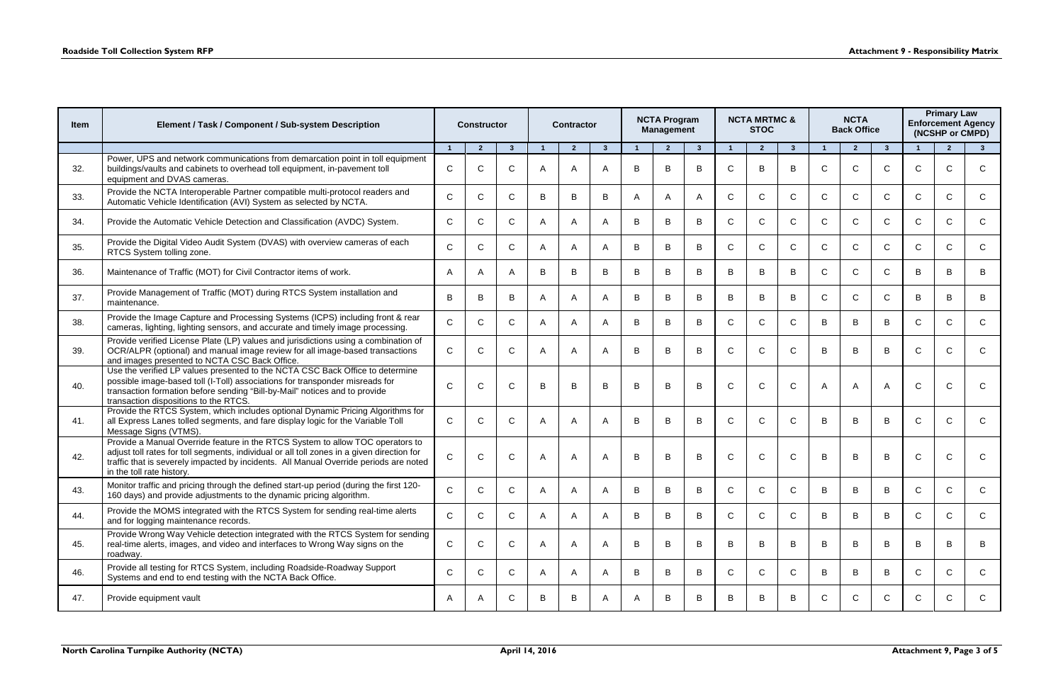| Item | Element / Task / Component / Sub-system Description | Constructor | | | Contractor | | | NCTA Program Management | | | NCTA MRTMC & STOC | | | NCTA Back Office | | | Primary Law Enforcement Agency (NCSHP or CMPD) | | |
|---|---|---|---|---|---|---|---|---|---|---|---|---|---|---|---|---|---|---|---|
| | | 1 | 2 | 3 | 1 | 2 | 3 | 1 | 2 | 3 | 1 | 2 | 3 | 1 | 2 | 3 | 1 | 2 | 3 |
| 32. | Power, UPS and network communications from demarcation point in toll equipment buildings/vaults and cabinets to overhead toll equipment, in-pavement toll equipment and DVAS cameras. | C | C | C | A | A | A | B | B | B | C | B | B | C | C | C | C | C | C |
| 33. | Provide the NCTA Interoperable Partner compatible multi-protocol readers and Automatic Vehicle Identification (AVI) System as selected by NCTA. | C | C | C | B | B | B | A | A | A | C | C | C | C | C | C | C | C | C |
| 34. | Provide the Automatic Vehicle Detection and Classification (AVDC) System. | C | C | C | A | A | A | B | B | B | C | C | C | C | C | C | C | C | C |
| 35. | Provide the Digital Video Audit System (DVAS) with overview cameras of each RTCS System tolling zone. | C | C | C | A | A | A | B | B | B | C | C | C | C | C | C | C | C | C |
| 36. | Maintenance of Traffic (MOT) for Civil Contractor items of work. | A | A | A | B | B | B | B | B | B | B | B | B | C | C | C | B | B | B |
| 37. | Provide Management of Traffic (MOT) during RTCS System installation and maintenance. | B | B | B | A | A | A | B | B | B | B | B | B | C | C | C | B | B | B |
| 38. | Provide the Image Capture and Processing Systems (ICPS) including front & rear cameras, lighting, lighting sensors, and accurate and timely image processing. | C | C | C | A | A | A | B | B | B | C | C | C | B | B | B | C | C | C |
| 39. | Provide verified License Plate (LP) values and jurisdictions using a combination of OCR/ALPR (optional) and manual image review for all image-based transactions and images presented to NCTA CSC Back Office. | C | C | C | A | A | A | B | B | B | C | C | C | B | B | B | C | C | C |
| 40. | Use the verified LP values presented to the NCTA CSC Back Office to determine possible image-based toll (I-Toll) associations for transponder misreads for transaction formation before sending "Bill-by-Mail" notices and to provide transaction dispositions to the RTCS. | C | C | C | B | B | B | B | B | B | C | C | C | A | A | A | C | C | C |
| 41. | Provide the RTCS System, which includes optional Dynamic Pricing Algorithms for all Express Lanes tolled segments, and fare display logic for the Variable Toll Message Signs (VTMS). | C | C | C | A | A | A | B | B | B | C | C | C | B | B | B | C | C | C |
| 42. | Provide a Manual Override feature in the RTCS System to allow TOC operators to adjust toll rates for toll segments, individual or all toll zones in a given direction for traffic that is severely impacted by incidents. All Manual Override periods are noted in the toll rate history. | C | C | C | A | A | A | B | B | B | C | C | C | B | B | B | C | C | C |
| 43. | Monitor traffic and pricing through the defined start-up period (during the first 120-160 days) and provide adjustments to the dynamic pricing algorithm. | C | C | C | A | A | A | B | B | B | C | C | C | B | B | B | C | C | C |
| 44. | Provide the MOMS integrated with the RTCS System for sending real-time alerts and for logging maintenance records. | C | C | C | A | A | A | B | B | B | C | C | C | B | B | B | C | C | C |
| 45. | Provide Wrong Way Vehicle detection integrated with the RTCS System for sending real-time alerts, images, and video and interfaces to Wrong Way signs on the roadway. | C | C | C | A | A | A | B | B | B | B | B | B | B | B | B | B | B | B |
| 46. | Provide all testing for RTCS System, including Roadside-Roadway Support Systems and end to end testing with the NCTA Back Office. | C | C | C | A | A | A | B | B | B | C | C | C | B | B | B | C | C | C |
| 47. | Provide equipment vault | A | A | C | B | B | A | A | B | B | B | B | B | C | C | C | C | C | C |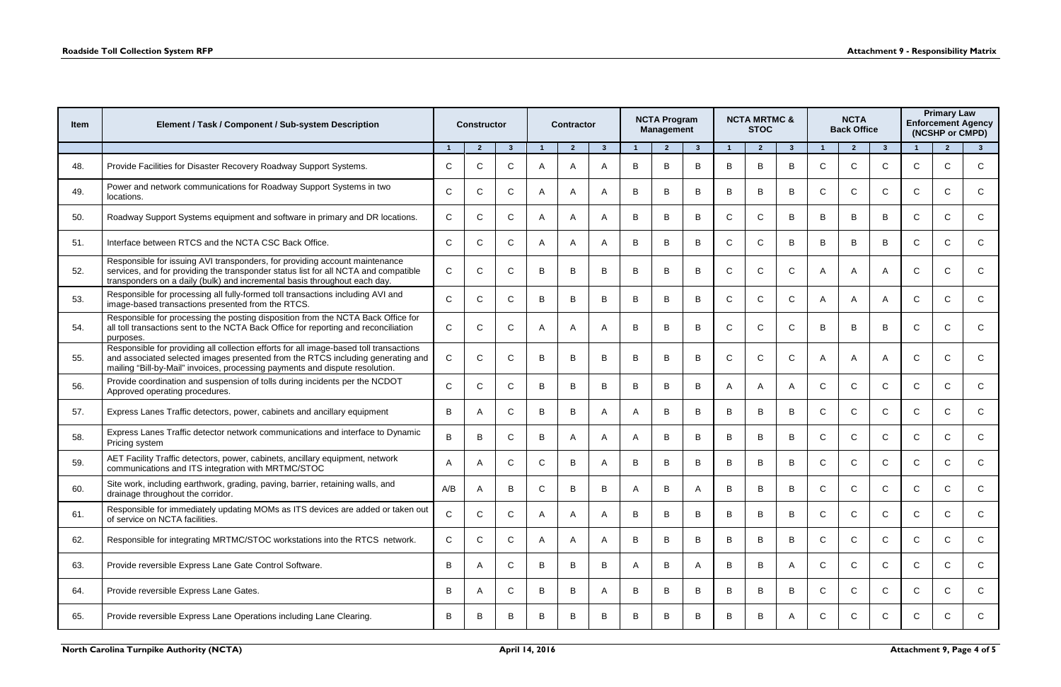| Item | Element / Task / Component / Sub-system Description | Constructor | | | Contractor | | | NCTA Program Management | | | NCTA MRTMC & STOC | | | NCTA Back Office | | | Primary Law Enforcement Agency (NCSHP or CMPD) | | |
|---|---|---|---|---|---|---|---|---|---|---|---|---|---|---|---|---|---|---|---|
| | | 1 | 2 | 3 | 1 | 2 | 3 | 1 | 2 | 3 | 1 | 2 | 3 | 1 | 2 | 3 | 1 | 2 | 3 |
| 48. | Provide Facilities for Disaster Recovery Roadway Support Systems. | C | C | C | A | A | A | B | B | B | B | B | B | C | C | C | C | C | C |
| 49. | Power and network communications for Roadway Support Systems in two locations. | C | C | C | A | A | A | B | B | B | B | B | B | C | C | C | C | C | C |
| 50. | Roadway Support Systems equipment and software in primary and DR locations. | C | C | C | A | A | A | B | B | B | C | C | B | B | B | B | C | C | C |
| 51. | Interface between RTCS and the NCTA CSC Back Office. | C | C | C | A | A | A | B | B | B | C | C | B | B | B | B | C | C | C |
| 52. | Responsible for issuing AVI transponders, for providing account maintenance services, and for providing the transponder status list for all NCTA and compatible transponders on a daily (bulk) and incremental basis throughout each day. | C | C | C | B | B | B | B | B | B | C | C | C | A | A | A | C | C | C |
| 53. | Responsible for processing all fully-formed toll transactions including AVI and image-based transactions presented from the RTCS. | C | C | C | B | B | B | B | B | B | C | C | C | A | A | A | C | C | C |
| 54. | Responsible for processing the posting disposition from the NCTA Back Office for all toll transactions sent to the NCTA Back Office for reporting and reconciliation purposes. | C | C | C | A | A | A | B | B | B | C | C | C | B | B | B | C | C | C |
| 55. | Responsible for providing all collection efforts for all image-based toll transactions and associated selected images presented from the RTCS including generating and mailing "Bill-by-Mail" invoices, processing payments and dispute resolution. | C | C | C | B | B | B | B | B | B | C | C | C | A | A | A | C | C | C |
| 56. | Provide coordination and suspension of tolls during incidents per the NCDOT Approved operating procedures. | C | C | C | B | B | B | B | B | B | A | A | A | C | C | C | C | C | C |
| 57. | Express Lanes Traffic detectors, power, cabinets and ancillary equipment | B | A | C | B | B | A | A | B | B | B | B | B | C | C | C | C | C | C |
| 58. | Express Lanes Traffic detector network communications and interface to Dynamic Pricing system | B | B | C | B | A | A | A | B | B | B | B | B | C | C | C | C | C | C |
| 59. | AET Facility Traffic detectors, power, cabinets, ancillary equipment, network communications and ITS integration with MRTMC/STOC | A | A | C | C | B | A | B | B | B | B | B | B | C | C | C | C | C | C |
| 60. | Site work, including earthwork, grading, paving, barrier, retaining walls, and drainage throughout the corridor. | A/B | A | B | C | B | B | A | B | A | B | B | B | C | C | C | C | C | C |
| 61. | Responsible for immediately updating MOMs as ITS devices are added or taken out of service on NCTA facilities. | C | C | C | A | A | A | B | B | B | B | B | B | C | C | C | C | C | C |
| 62. | Responsible for integrating MRTMC/STOC workstations into the RTCS network. | C | C | C | A | A | A | B | B | B | B | B | B | C | C | C | C | C | C |
| 63. | Provide reversible Express Lane Gate Control Software. | B | A | C | B | B | B | A | B | A | B | B | A | C | C | C | C | C | C |
| 64. | Provide reversible Express Lane Gates. | B | A | C | B | B | A | B | B | B | B | B | B | C | C | C | C | C | C |
| 65. | Provide reversible Express Lane Operations including Lane Clearing. | B | B | B | B | B | B | B | B | B | B | B | A | C | C | C | C | C | C |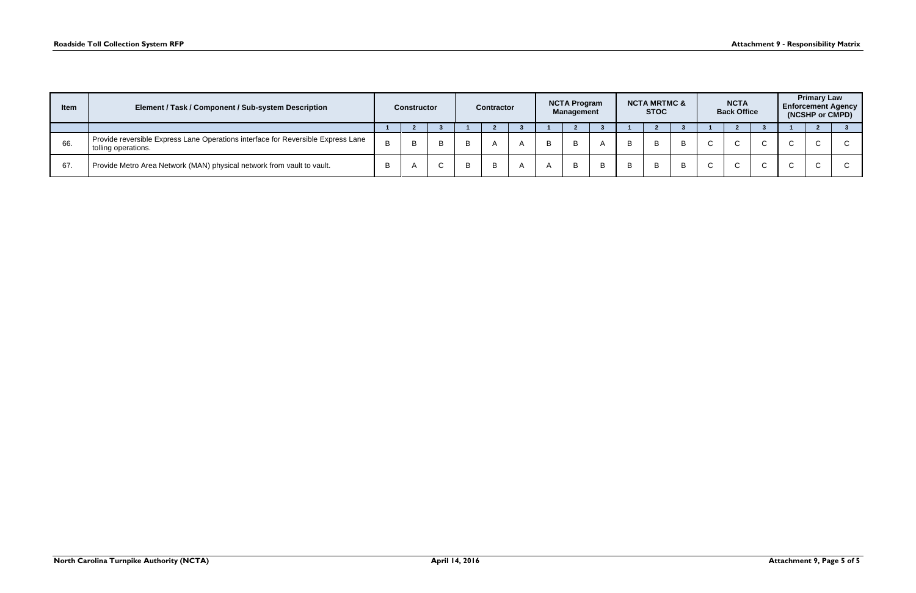| Item | Element / Task / Component / Sub-system Description | Constructor | | | Contractor | | | NCTA Program Management | | | NCTA MRTMC & STOC | | | NCTA Back Office | | | Primary Law Enforcement Agency (NCSHP or CMPD) | | |
|---|---|---|---|---|---|---|---|---|---|---|---|---|---|---|---|---|---|---|---|
| | | 1 | 2 | 3 | 1 | 2 | 3 | 1 | 2 | 3 | 1 | 2 | 3 | 1 | 2 | 3 | 1 | 2 | 3 |
| 66. | Provide reversible Express Lane Operations interface for Reversible Express Lane tolling operations. | B | B | B | B | A | A | B | B | A | B | B | B | C | C | C | C | C | C |
| 67. | Provide Metro Area Network (MAN) physical network from vault to vault. | B | A | C | B | B | A | A | B | B | B | B | B | C | C | C | C | C | C |